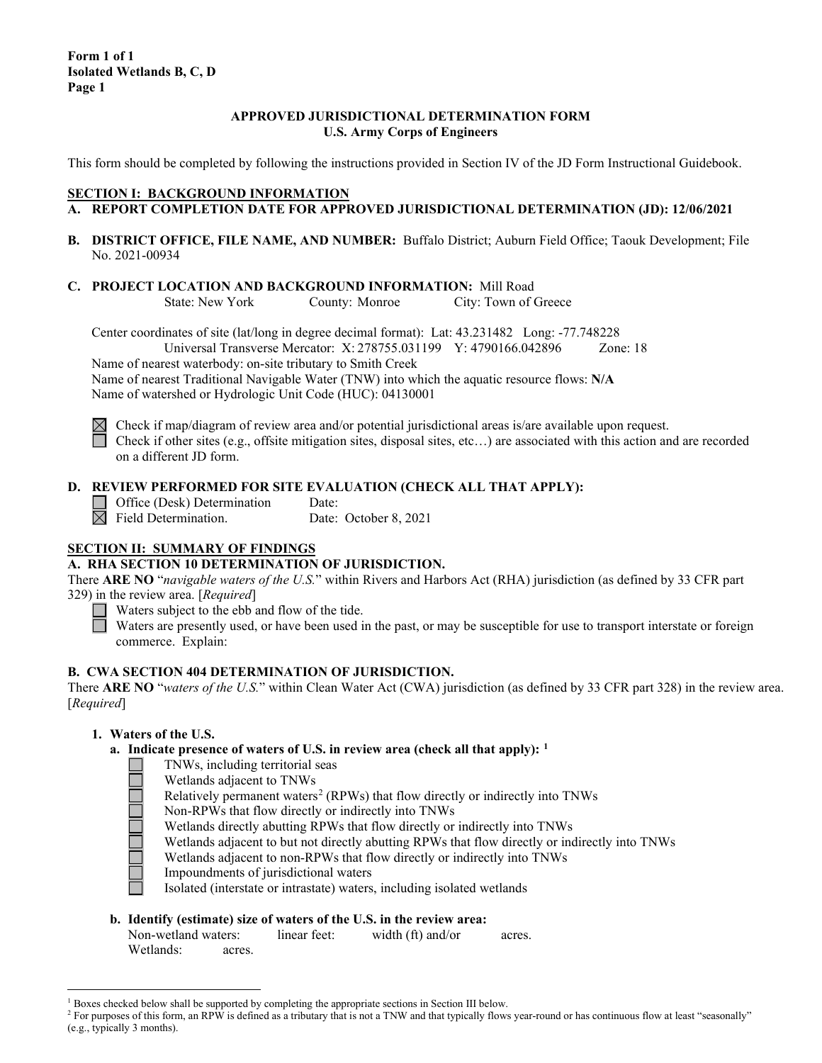**Form 1 of 1**
**Isolated Wetlands B, C, D**
**Page 1**

**APPROVED JURISDICTIONAL DETERMINATION FORM**
**U.S. Army Corps of Engineers**

This form should be completed by following the instructions provided in Section IV of the JD Form Instructional Guidebook.

## SECTION I: BACKGROUND INFORMATION

**A. REPORT COMPLETION DATE FOR APPROVED JURISDICTIONAL DETERMINATION (JD): 12/06/2021**

**B. DISTRICT OFFICE, FILE NAME, AND NUMBER:** Buffalo District; Auburn Field Office; Taouk Development; File No. 2021-00934

**C. PROJECT LOCATION AND BACKGROUND INFORMATION:** Mill Road
State: New York County: Monroe City: Town of Greece

Center coordinates of site (lat/long in degree decimal format): Lat: 43.231482 Long: -77.748228
Universal Transverse Mercator: X: 278755.031199 Y: 4790166.042896 Zone: 18
Name of nearest waterbody: on-site tributary to Smith Creek
Name of nearest Traditional Navigable Water (TNW) into which the aquatic resource flows: **N/A**
Name of watershed or Hydrologic Unit Code (HUC): 04130001

☒ Check if map/diagram of review area and/or potential jurisdictional areas is/are available upon request.
☐ Check if other sites (e.g., offsite mitigation sites, disposal sites, etc…) are associated with this action and are recorded on a different JD form.

**D. REVIEW PERFORMED FOR SITE EVALUATION (CHECK ALL THAT APPLY):**

☐ Office (Desk) Determination Date:
☒ Field Determination. Date: October 8, 2021

## SECTION II: SUMMARY OF FINDINGS

**A. RHA SECTION 10 DETERMINATION OF JURISDICTION.**

There **ARE NO** "*navigable waters of the U.S.*" within Rivers and Harbors Act (RHA) jurisdiction (as defined by 33 CFR part 329) in the review area. [*Required*]

☐ Waters subject to the ebb and flow of the tide.
☐ Waters are presently used, or have been used in the past, or may be susceptible for use to transport interstate or foreign commerce. Explain:

**B. CWA SECTION 404 DETERMINATION OF JURISDICTION.**

There **ARE NO** "*waters of the U.S.*" within Clean Water Act (CWA) jurisdiction (as defined by 33 CFR part 328) in the review area. [*Required*]

**1. Waters of the U.S.**

**a. Indicate presence of waters of U.S. in review area (check all that apply):** [1]

☐ TNWs, including territorial seas
☐ Wetlands adjacent to TNWs
☐ Relatively permanent waters[2] (RPWs) that flow directly or indirectly into TNWs
☐ Non-RPWs that flow directly or indirectly into TNWs
☐ Wetlands directly abutting RPWs that flow directly or indirectly into TNWs
☐ Wetlands adjacent to but not directly abutting RPWs that flow directly or indirectly into TNWs
☐ Wetlands adjacent to non-RPWs that flow directly or indirectly into TNWs
☐ Impoundments of jurisdictional waters
☐ Isolated (interstate or intrastate) waters, including isolated wetlands

**b. Identify (estimate) size of waters of the U.S. in the review area:**

Non-wetland waters: linear feet: width (ft) and/or acres.
Wetlands: acres.

[1] Boxes checked below shall be supported by completing the appropriate sections in Section III below.
[2] For purposes of this form, an RPW is defined as a tributary that is not a TNW and that typically flows year-round or has continuous flow at least "seasonally" (e.g., typically 3 months).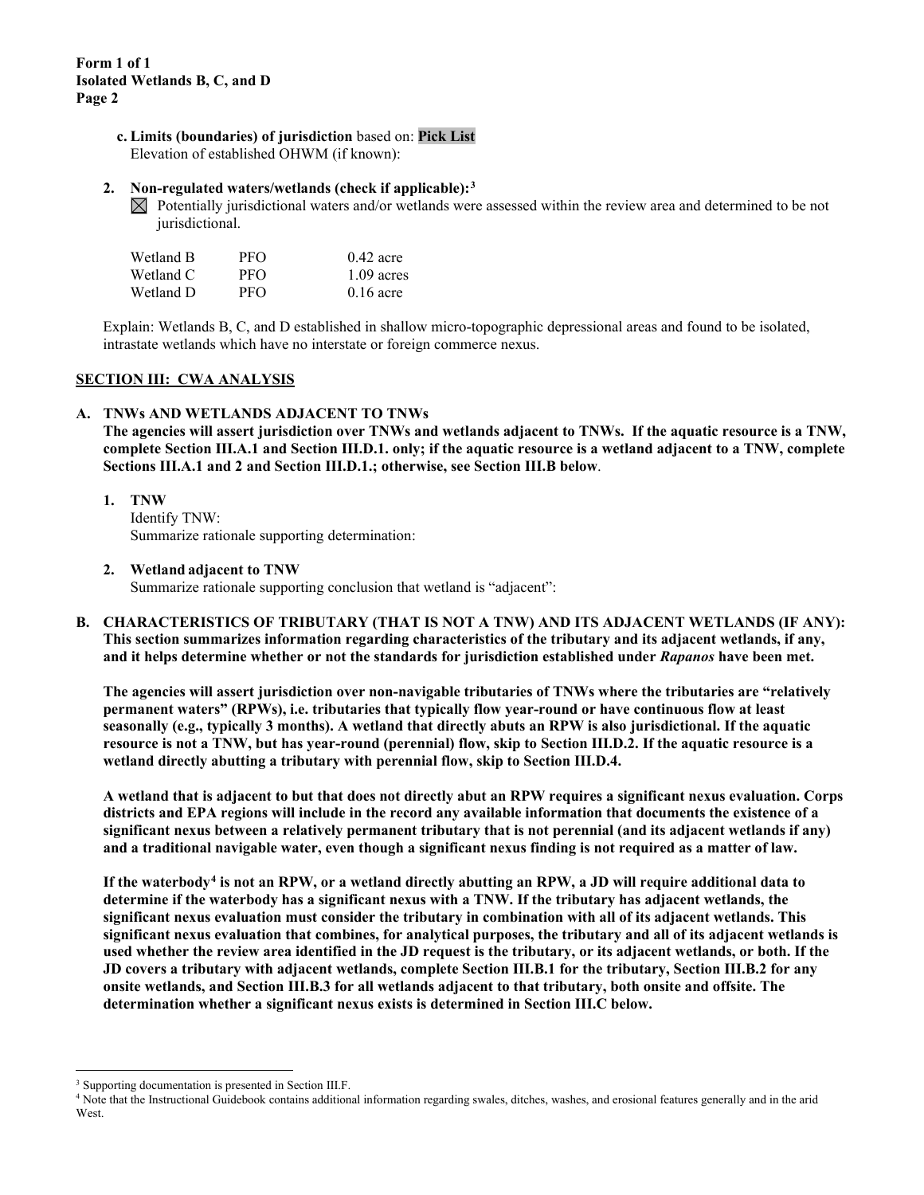**c. Limits (boundaries) of jurisdiction** based on: **Pick List**
Elevation of established OHWM (if known):

**2. Non-regulated waters/wetlands (check if applicable):**[3]

☒ Potentially jurisdictional waters and/or wetlands were assessed within the review area and determined to be not jurisdictional.

| | | |
|---|---|---|
| Wetland B | PFO | 0.42 acre |
| Wetland C | PFO | 1.09 acres |
| Wetland D | PFO | 0.16 acre |

Explain: Wetlands B, C, and D established in shallow micro-topographic depressional areas and found to be isolated, intrastate wetlands which have no interstate or foreign commerce nexus.

## SECTION III: CWA ANALYSIS

### A. TNWs AND WETLANDS ADJACENT TO TNWs

**The agencies will assert jurisdiction over TNWs and wetlands adjacent to TNWs. If the aquatic resource is a TNW, complete Section III.A.1 and Section III.D.1. only; if the aquatic resource is a wetland adjacent to a TNW, complete Sections III.A.1 and 2 and Section III.D.1.; otherwise, see Section III.B below**.

**1. TNW**
Identify TNW:
Summarize rationale supporting determination:

**2. Wetland adjacent to TNW**
Summarize rationale supporting conclusion that wetland is "adjacent":

### B. CHARACTERISTICS OF TRIBUTARY (THAT IS NOT A TNW) AND ITS ADJACENT WETLANDS (IF ANY):

**This section summarizes information regarding characteristics of the tributary and its adjacent wetlands, if any, and it helps determine whether or not the standards for jurisdiction established under *Rapanos* have been met.**

**The agencies will assert jurisdiction over non-navigable tributaries of TNWs where the tributaries are "relatively permanent waters" (RPWs), i.e. tributaries that typically flow year-round or have continuous flow at least seasonally (e.g., typically 3 months). A wetland that directly abuts an RPW is also jurisdictional. If the aquatic resource is not a TNW, but has year-round (perennial) flow, skip to Section III.D.2. If the aquatic resource is a wetland directly abutting a tributary with perennial flow, skip to Section III.D.4.**

**A wetland that is adjacent to but that does not directly abut an RPW requires a significant nexus evaluation. Corps districts and EPA regions will include in the record any available information that documents the existence of a significant nexus between a relatively permanent tributary that is not perennial (and its adjacent wetlands if any) and a traditional navigable water, even though a significant nexus finding is not required as a matter of law.**

**If the waterbody[4] is not an RPW, or a wetland directly abutting an RPW, a JD will require additional data to determine if the waterbody has a significant nexus with a TNW. If the tributary has adjacent wetlands, the significant nexus evaluation must consider the tributary in combination with all of its adjacent wetlands. This significant nexus evaluation that combines, for analytical purposes, the tributary and all of its adjacent wetlands is used whether the review area identified in the JD request is the tributary, or its adjacent wetlands, or both. If the JD covers a tributary with adjacent wetlands, complete Section III.B.1 for the tributary, Section III.B.2 for any onsite wetlands, and Section III.B.3 for all wetlands adjacent to that tributary, both onsite and offsite. The determination whether a significant nexus exists is determined in Section III.C below.**

---

[3] Supporting documentation is presented in Section III.F.

[4] Note that the Instructional Guidebook contains additional information regarding swales, ditches, washes, and erosional features generally and in the arid West.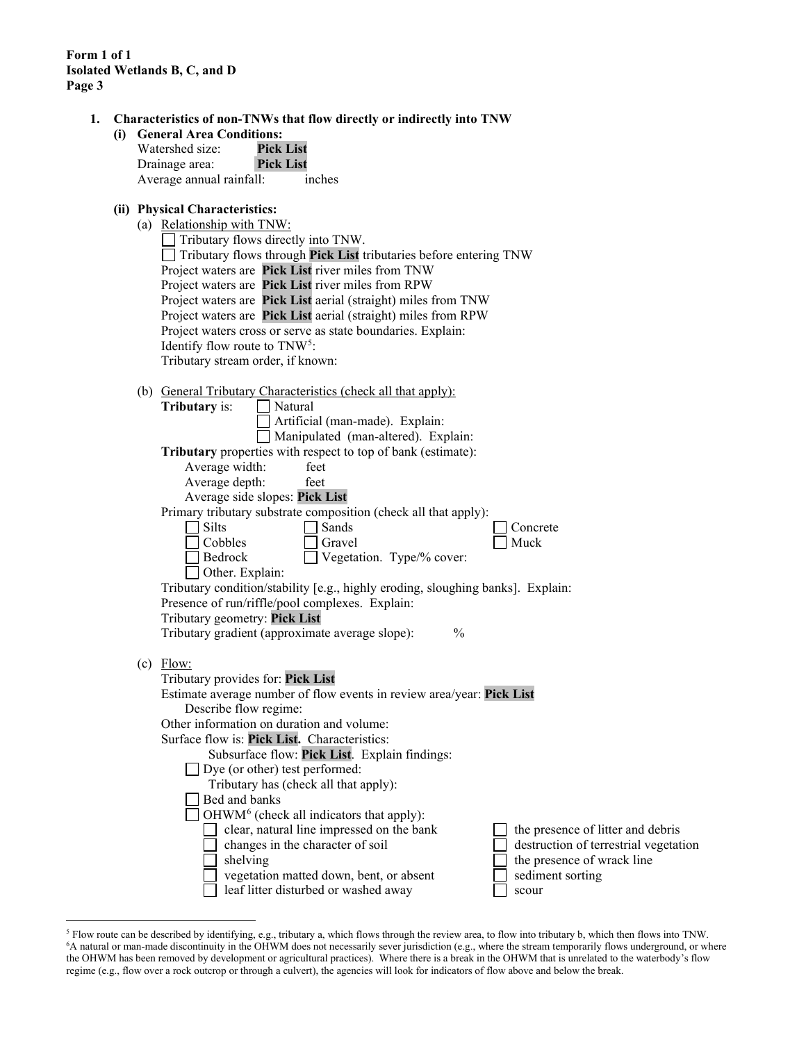**Form 1 of 1**
**Isolated Wetlands B, C, and D**
**Page 3**

1. **Characteristics of non-TNWs that flow directly or indirectly into TNW**

   **(i) General Area Conditions:**

   Watershed size: **Pick List**
   Drainage area: **Pick List**
   Average annual rainfall: inches

   **(ii) Physical Characteristics:**

   (a) Relationship with TNW:

   ☐ Tributary flows directly into TNW.
   ☐ Tributary flows through **Pick List** tributaries before entering TNW
   Project waters are **Pick List** river miles from TNW
   Project waters are **Pick List** river miles from RPW
   Project waters are **Pick List** aerial (straight) miles from TNW
   Project waters are **Pick List** aerial (straight) miles from RPW
   Project waters cross or serve as state boundaries. Explain:
   Identify flow route to TNW[5]:
   Tributary stream order, if known:

   (b) General Tributary Characteristics (check all that apply):

   **Tributary** is: ☐ Natural
   ☐ Artificial (man-made). Explain:
   ☐ Manipulated (man-altered). Explain:

   **Tributary** properties with respect to top of bank (estimate):
   Average width: feet
   Average depth: feet
   Average side slopes: **Pick List**

   Primary tributary substrate composition (check all that apply):
   ☐ Silts ☐ Sands ☐ Concrete
   ☐ Cobbles ☐ Gravel ☐ Muck
   ☐ Bedrock ☐ Vegetation. Type/% cover:
   ☐ Other. Explain:

   Tributary condition/stability [e.g., highly eroding, sloughing banks]. Explain:
   Presence of run/riffle/pool complexes. Explain:
   Tributary geometry: **Pick List**
   Tributary gradient (approximate average slope): %

   (c) Flow:

   Tributary provides for: **Pick List**
   Estimate average number of flow events in review area/year: **Pick List**
   Describe flow regime:
   Other information on duration and volume:
   Surface flow is: **Pick List.** Characteristics:
   Subsurface flow: **Pick List**. Explain findings:
   ☐ Dye (or other) test performed:

   Tributary has (check all that apply):
   ☐ Bed and banks
   ☐ OHWM[6] (check all indicators that apply):
   ☐ clear, natural line impressed on the bank
   ☐ changes in the character of soil
   ☐ shelving
   ☐ vegetation matted down, bent, or absent
   ☐ leaf litter disturbed or washed away
   ☐ the presence of litter and debris
   ☐ destruction of terrestrial vegetation
   ☐ the presence of wrack line
   ☐ sediment sorting
   ☐ scour

---

[5] Flow route can be described by identifying, e.g., tributary a, which flows through the review area, to flow into tributary b, which then flows into TNW.
[6] A natural or man-made discontinuity in the OHWM does not necessarily sever jurisdiction (e.g., where the stream temporarily flows underground, or where the OHWM has been removed by development or agricultural practices). Where there is a break in the OHWM that is unrelated to the waterbody's flow regime (e.g., flow over a rock outcrop or through a culvert), the agencies will look for indicators of flow above and below the break.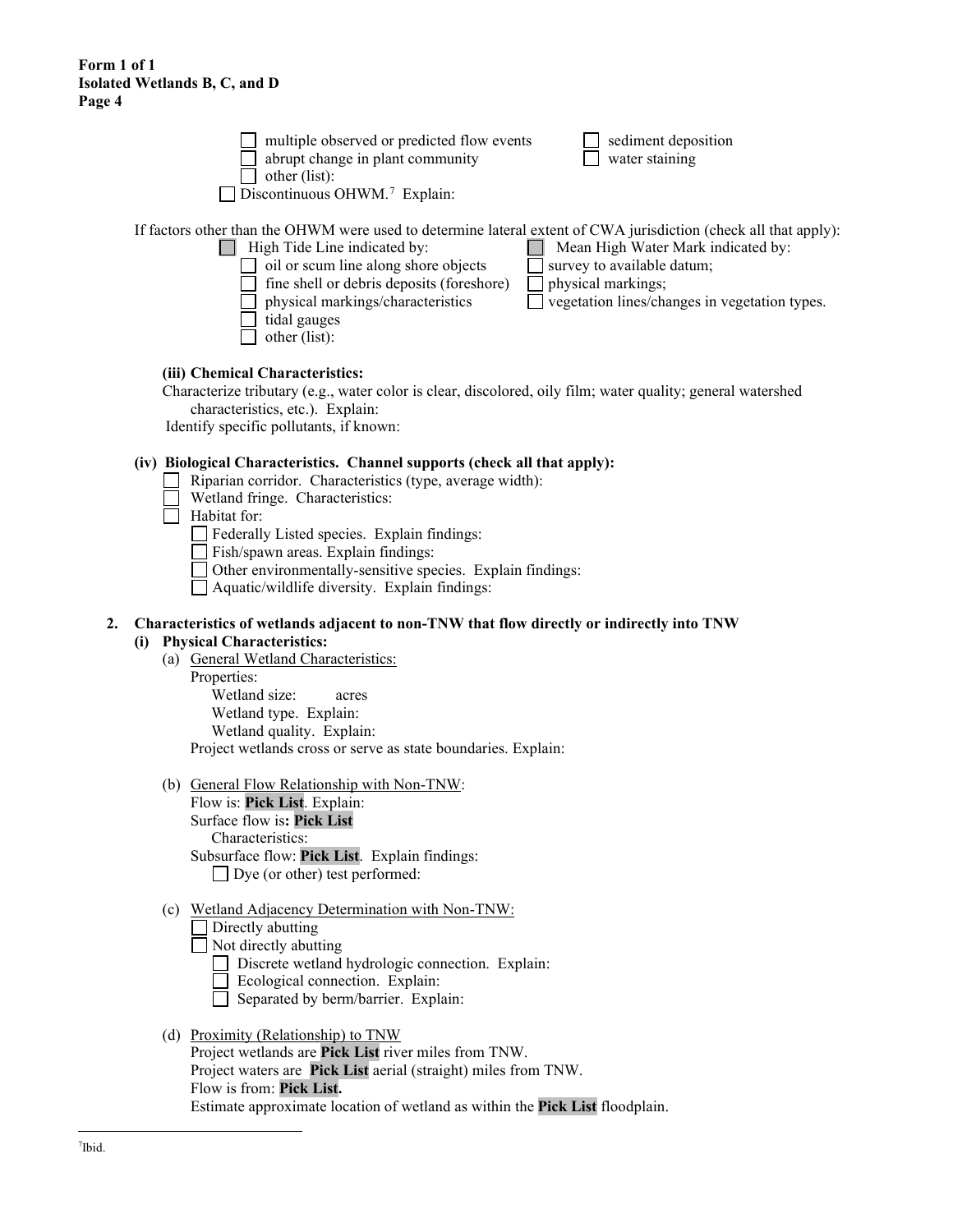**Form 1 of 1**
**Isolated Wetlands B, C, and D**

- ☐ multiple observed or predicted flow events
- ☐ abrupt change in plant community
- ☐ other (list):
- ☐ sediment deposition
- ☐ water staining

☐ Discontinuous OHWM.[7] Explain:

If factors other than the OHWM were used to determine lateral extent of CWA jurisdiction (check all that apply):

☐ High Tide Line indicated by:
- ☐ oil or scum line along shore objects
- ☐ fine shell or debris deposits (foreshore)
- ☐ physical markings/characteristics
- ☐ tidal gauges
- ☐ other (list):

☐ Mean High Water Mark indicated by:
- ☐ survey to available datum;
- ☐ physical markings;
- ☐ vegetation lines/changes in vegetation types.

**(iii) Chemical Characteristics:**

Characterize tributary (e.g., water color is clear, discolored, oily film; water quality; general watershed characteristics, etc.). Explain:

Identify specific pollutants, if known:

**(iv) Biological Characteristics. Channel supports (check all that apply):**

- ☐ Riparian corridor. Characteristics (type, average width):
- ☐ Wetland fringe. Characteristics:
- ☐ Habitat for:
  - ☐ Federally Listed species. Explain findings:
  - ☐ Fish/spawn areas. Explain findings:
  - ☐ Other environmentally-sensitive species. Explain findings:
  - ☐ Aquatic/wildlife diversity. Explain findings:

**2. Characteristics of wetlands adjacent to non-TNW that flow directly or indirectly into TNW**

**(i) Physical Characteristics:**

(a) General Wetland Characteristics:

Properties:
- Wetland size: acres
- Wetland type. Explain:
- Wetland quality. Explain:

Project wetlands cross or serve as state boundaries. Explain:

(b) General Flow Relationship with Non-TNW:

Flow is: **Pick List**. Explain:

Surface flow is**: Pick List**

Characteristics:

Subsurface flow: **Pick List**. Explain findings:

☐ Dye (or other) test performed:

(c) Wetland Adjacency Determination with Non-TNW:

- ☐ Directly abutting
- ☐ Not directly abutting
  - ☐ Discrete wetland hydrologic connection. Explain:
  - ☐ Ecological connection. Explain:
  - ☐ Separated by berm/barrier. Explain:

(d) Proximity (Relationship) to TNW

Project wetlands are **Pick List** river miles from TNW.

Project waters are **Pick List** aerial (straight) miles from TNW.

Flow is from: **Pick List.**

Estimate approximate location of wetland as within the **Pick List** floodplain.

---

[7] Ibid.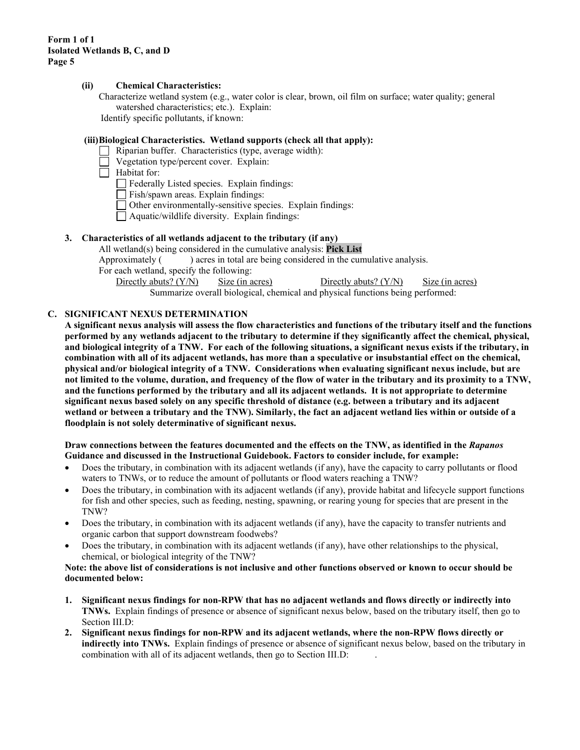**Form 1 of 1**
**Isolated Wetlands B, C, and D**
**Page 5**

**(ii) Chemical Characteristics:**

Characterize wetland system (e.g., water color is clear, brown, oil film on surface; water quality; general watershed characteristics; etc.). Explain:

Identify specific pollutants, if known:

**(iii) Biological Characteristics. Wetland supports (check all that apply):**

- ☐ Riparian buffer. Characteristics (type, average width):
- ☐ Vegetation type/percent cover. Explain:
- ☐ Habitat for:
  - ☐ Federally Listed species. Explain findings:
  - ☐ Fish/spawn areas. Explain findings:
  - ☐ Other environmentally-sensitive species. Explain findings:
  - ☐ Aquatic/wildlife diversity. Explain findings:

**3. Characteristics of all wetlands adjacent to the tributary (if any)**

All wetland(s) being considered in the cumulative analysis: **Pick List**

Approximately ( ) acres in total are being considered in the cumulative analysis.

For each wetland, specify the following:

| Directly abuts? (Y/N) | Size (in acres) | Directly abuts? (Y/N) | Size (in acres) |
|---|---|---|---|

Summarize overall biological, chemical and physical functions being performed:

## C. SIGNIFICANT NEXUS DETERMINATION

**A significant nexus analysis will assess the flow characteristics and functions of the tributary itself and the functions performed by any wetlands adjacent to the tributary to determine if they significantly affect the chemical, physical, and biological integrity of a TNW. For each of the following situations, a significant nexus exists if the tributary, in combination with all of its adjacent wetlands, has more than a speculative or insubstantial effect on the chemical, physical and/or biological integrity of a TNW. Considerations when evaluating significant nexus include, but are not limited to the volume, duration, and frequency of the flow of water in the tributary and its proximity to a TNW, and the functions performed by the tributary and all its adjacent wetlands. It is not appropriate to determine significant nexus based solely on any specific threshold of distance (e.g. between a tributary and its adjacent wetland or between a tributary and the TNW). Similarly, the fact an adjacent wetland lies within or outside of a floodplain is not solely determinative of significant nexus.**

**Draw connections between the features documented and the effects on the TNW, as identified in the *Rapanos* Guidance and discussed in the Instructional Guidebook. Factors to consider include, for example:**

- Does the tributary, in combination with its adjacent wetlands (if any), have the capacity to carry pollutants or flood waters to TNWs, or to reduce the amount of pollutants or flood waters reaching a TNW?
- Does the tributary, in combination with its adjacent wetlands (if any), provide habitat and lifecycle support functions for fish and other species, such as feeding, nesting, spawning, or rearing young for species that are present in the TNW?
- Does the tributary, in combination with its adjacent wetlands (if any), have the capacity to transfer nutrients and organic carbon that support downstream foodwebs?
- Does the tributary, in combination with its adjacent wetlands (if any), have other relationships to the physical, chemical, or biological integrity of the TNW?

**Note: the above list of considerations is not inclusive and other functions observed or known to occur should be documented below:**

1. **Significant nexus findings for non-RPW that has no adjacent wetlands and flows directly or indirectly into TNWs.** Explain findings of presence or absence of significant nexus below, based on the tributary itself, then go to Section III.D:
2. **Significant nexus findings for non-RPW and its adjacent wetlands, where the non-RPW flows directly or indirectly into TNWs.** Explain findings of presence or absence of significant nexus below, based on the tributary in combination with all of its adjacent wetlands, then go to Section III.D: .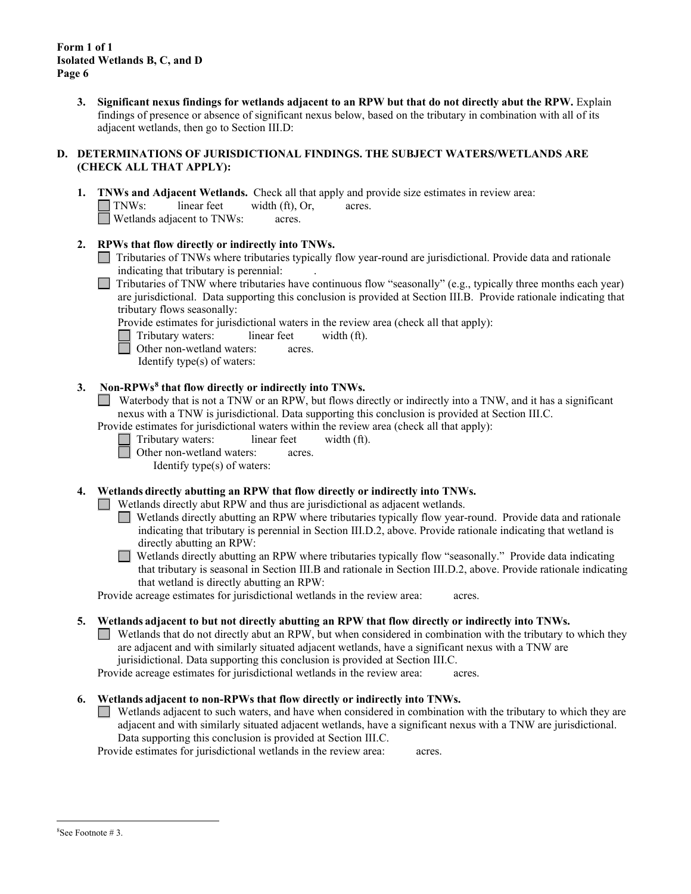**Form 1 of 1**
**Isolated Wetlands B, C, and D**
**Page 6**

3. **Significant nexus findings for wetlands adjacent to an RPW but that do not directly abut the RPW.** Explain findings of presence or absence of significant nexus below, based on the tributary in combination with all of its adjacent wetlands, then go to Section III.D:

## D. DETERMINATIONS OF JURISDICTIONAL FINDINGS. THE SUBJECT WATERS/WETLANDS ARE (CHECK ALL THAT APPLY):

1. **TNWs and Adjacent Wetlands.** Check all that apply and provide size estimates in review area:
   - ☐ TNWs: linear feet width (ft), Or, acres.
   - ☐ Wetlands adjacent to TNWs: acres.

2. **RPWs that flow directly or indirectly into TNWs.**
   - ☐ Tributaries of TNWs where tributaries typically flow year-round are jurisdictional. Provide data and rationale indicating that tributary is perennial: .
   - ☐ Tributaries of TNW where tributaries have continuous flow "seasonally" (e.g., typically three months each year) are jurisdictional. Data supporting this conclusion is provided at Section III.B. Provide rationale indicating that tributary flows seasonally:

   Provide estimates for jurisdictional waters in the review area (check all that apply):
   - ☐ Tributary waters: linear feet width (ft).
   - ☐ Other non-wetland waters: acres.
     Identify type(s) of waters:

3. **Non-RPWs[8] that flow directly or indirectly into TNWs.**
   - ☐ Waterbody that is not a TNW or an RPW, but flows directly or indirectly into a TNW, and it has a significant nexus with a TNW is jurisdictional. Data supporting this conclusion is provided at Section III.C.

   Provide estimates for jurisdictional waters within the review area (check all that apply):
   - ☐ Tributary waters: linear feet width (ft).
   - ☐ Other non-wetland waters: acres.
     Identify type(s) of waters:

4. **Wetlands directly abutting an RPW that flow directly or indirectly into TNWs.**
   - ☐ Wetlands directly abut RPW and thus are jurisdictional as adjacent wetlands.
     - ☐ Wetlands directly abutting an RPW where tributaries typically flow year-round. Provide data and rationale indicating that tributary is perennial in Section III.D.2, above. Provide rationale indicating that wetland is directly abutting an RPW:
     - ☐ Wetlands directly abutting an RPW where tributaries typically flow "seasonally." Provide data indicating that tributary is seasonal in Section III.B and rationale in Section III.D.2, above. Provide rationale indicating that wetland is directly abutting an RPW:

   Provide acreage estimates for jurisdictional wetlands in the review area: acres.

5. **Wetlands adjacent to but not directly abutting an RPW that flow directly or indirectly into TNWs.**
   - ☐ Wetlands that do not directly abut an RPW, but when considered in combination with the tributary to which they are adjacent and with similarly situated adjacent wetlands, have a significant nexus with a TNW are jurisidictional. Data supporting this conclusion is provided at Section III.C.

   Provide acreage estimates for jurisdictional wetlands in the review area: acres.

6. **Wetlands adjacent to non-RPWs that flow directly or indirectly into TNWs.**
   - ☐ Wetlands adjacent to such waters, and have when considered in combination with the tributary to which they are adjacent and with similarly situated adjacent wetlands, have a significant nexus with a TNW are jurisdictional. Data supporting this conclusion is provided at Section III.C.

   Provide estimates for jurisdictional wetlands in the review area: acres.

---

[8] See Footnote # 3.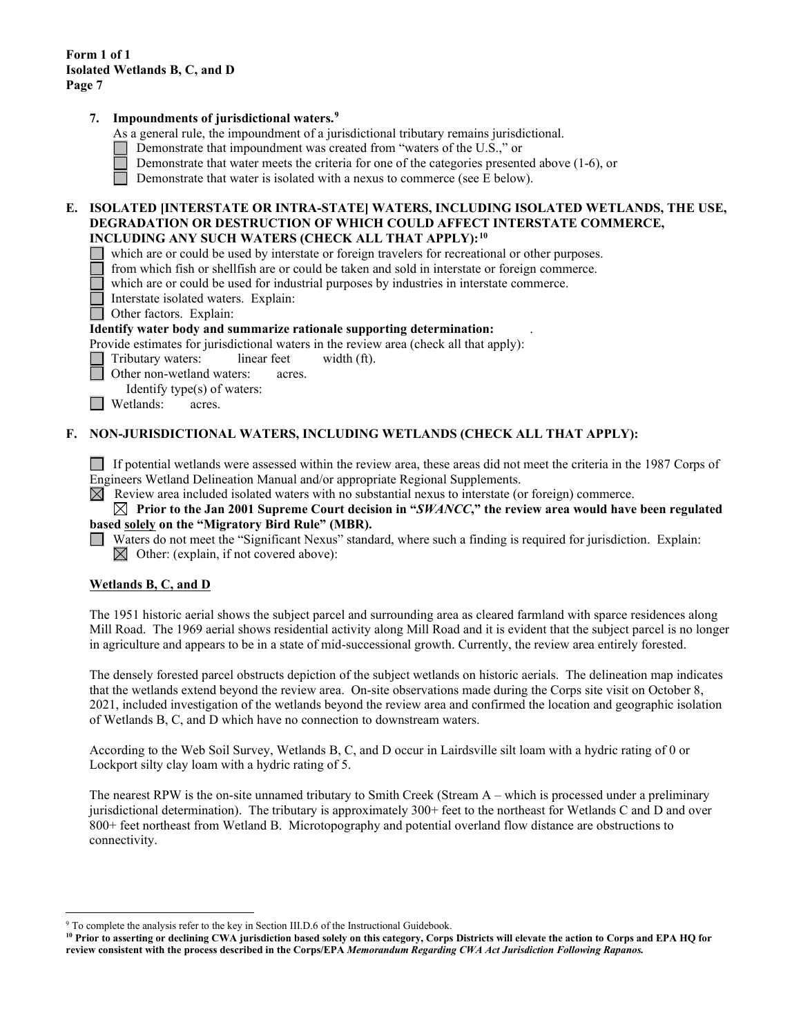**Form 1 of 1**
**Isolated Wetlands B, C, and D**

**7. Impoundments of jurisdictional waters.**[9]

As a general rule, the impoundment of a jurisdictional tributary remains jurisdictional.

☐ Demonstrate that impoundment was created from "waters of the U.S.," or

☐ Demonstrate that water meets the criteria for one of the categories presented above (1-6), or

☐ Demonstrate that water is isolated with a nexus to commerce (see E below).

## E. ISOLATED [INTERSTATE OR INTRA-STATE] WATERS, INCLUDING ISOLATED WETLANDS, THE USE, DEGRADATION OR DESTRUCTION OF WHICH COULD AFFECT INTERSTATE COMMERCE, INCLUDING ANY SUCH WATERS (CHECK ALL THAT APPLY):[10]

☐ which are or could be used by interstate or foreign travelers for recreational or other purposes.

☐ from which fish or shellfish are or could be taken and sold in interstate or foreign commerce.

☐ which are or could be used for industrial purposes by industries in interstate commerce.

☐ Interstate isolated waters. Explain:

☐ Other factors. Explain:

**Identify water body and summarize rationale supporting determination:** .

Provide estimates for jurisdictional waters in the review area (check all that apply):

☐ Tributary waters: linear feet width (ft).

☐ Other non-wetland waters: acres.

Identify type(s) of waters:

☐ Wetlands: acres.

## F. NON-JURISDICTIONAL WATERS, INCLUDING WETLANDS (CHECK ALL THAT APPLY):

☐ If potential wetlands were assessed within the review area, these areas did not meet the criteria in the 1987 Corps of Engineers Wetland Delineation Manual and/or appropriate Regional Supplements.

☒ Review area included isolated waters with no substantial nexus to interstate (or foreign) commerce.

☒ **Prior to the Jan 2001 Supreme Court decision in "*SWANCC*," the review area would have been regulated based solely on the "Migratory Bird Rule" (MBR).**

☐ Waters do not meet the "Significant Nexus" standard, where such a finding is required for jurisdiction. Explain:

☒ Other: (explain, if not covered above):

**Wetlands B, C, and D**

The 1951 historic aerial shows the subject parcel and surrounding area as cleared farmland with sparce residences along Mill Road. The 1969 aerial shows residential activity along Mill Road and it is evident that the subject parcel is no longer in agriculture and appears to be in a state of mid-successional growth. Currently, the review area entirely forested.

The densely forested parcel obstructs depiction of the subject wetlands on historic aerials. The delineation map indicates that the wetlands extend beyond the review area. On-site observations made during the Corps site visit on October 8, 2021, included investigation of the wetlands beyond the review area and confirmed the location and geographic isolation of Wetlands B, C, and D which have no connection to downstream waters.

According to the Web Soil Survey, Wetlands B, C, and D occur in Lairdsville silt loam with a hydric rating of 0 or Lockport silty clay loam with a hydric rating of 5.

The nearest RPW is the on-site unnamed tributary to Smith Creek (Stream A – which is processed under a preliminary jurisdictional determination). The tributary is approximately 300+ feet to the northeast for Wetlands C and D and over 800+ feet northeast from Wetland B. Microtopography and potential overland flow distance are obstructions to connectivity.

---

[9] To complete the analysis refer to the key in Section III.D.6 of the Instructional Guidebook.

[10] **Prior to asserting or declining CWA jurisdiction based solely on this category, Corps Districts will elevate the action to Corps and EPA HQ for review consistent with the process described in the Corps/EPA *Memorandum Regarding CWA Act Jurisdiction Following Rapanos.***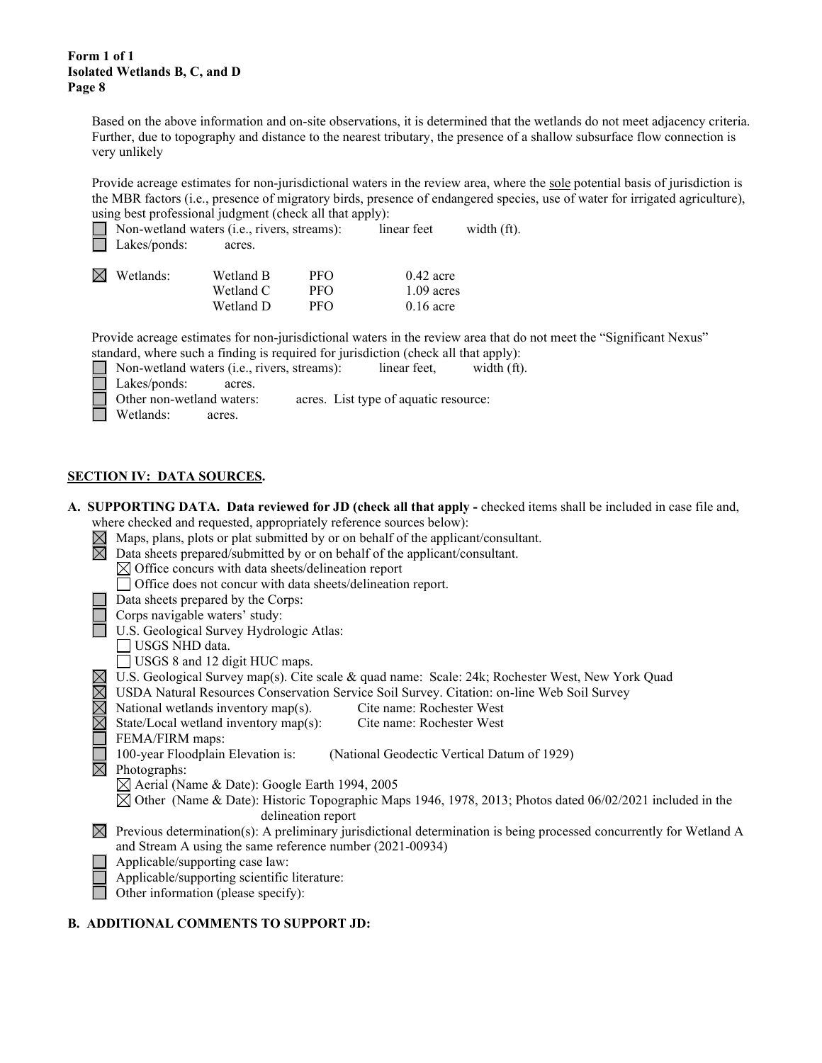**Form 1 of 1**
**Isolated Wetlands B, C, and D**
**Page 8**

Based on the above information and on-site observations, it is determined that the wetlands do not meet adjacency criteria. Further, due to topography and distance to the nearest tributary, the presence of a shallow subsurface flow connection is very unlikely

Provide acreage estimates for non-jurisdictional waters in the review area, where the <u>sole</u> potential basis of jurisdiction is the MBR factors (i.e., presence of migratory birds, presence of endangered species, use of water for irrigated agriculture), using best professional judgment (check all that apply):

☐ Non-wetland waters (i.e., rivers, streams): linear feet width (ft).
☐ Lakes/ponds: acres.

| | | | |
|---|---|---|---|
| ☒ Wetlands: | Wetland B | PFO | 0.42 acre |
| | Wetland C | PFO | 1.09 acres |
| | Wetland D | PFO | 0.16 acre |

Provide acreage estimates for non-jurisdictional waters in the review area that do not meet the "Significant Nexus" standard, where such a finding is required for jurisdiction (check all that apply):

☐ Non-wetland waters (i.e., rivers, streams): linear feet, width (ft).
☐ Lakes/ponds: acres.
☐ Other non-wetland waters: acres. List type of aquatic resource:
☐ Wetlands: acres.

## <u>SECTION IV: DATA SOURCES.</u>

**A. SUPPORTING DATA. Data reviewed for JD (check all that apply -** checked items shall be included in case file and, where checked and requested, appropriately reference sources below):

☒ Maps, plans, plots or plat submitted by or on behalf of the applicant/consultant.
☒ Data sheets prepared/submitted by or on behalf of the applicant/consultant.
  ☒ Office concurs with data sheets/delineation report
  ☐ Office does not concur with data sheets/delineation report.
☐ Data sheets prepared by the Corps:
☐ Corps navigable waters' study:
☐ U.S. Geological Survey Hydrologic Atlas:
  ☐ USGS NHD data.
  ☐ USGS 8 and 12 digit HUC maps.
☒ U.S. Geological Survey map(s). Cite scale & quad name: Scale: 24k; Rochester West, New York Quad
☒ USDA Natural Resources Conservation Service Soil Survey. Citation: on-line Web Soil Survey
☒ National wetlands inventory map(s). Cite name: Rochester West
☒ State/Local wetland inventory map(s): Cite name: Rochester West
☐ FEMA/FIRM maps:
☐ 100-year Floodplain Elevation is: (National Geodectic Vertical Datum of 1929)
☒ Photographs:
  ☒ Aerial (Name & Date): Google Earth 1994, 2005
  ☒ Other (Name & Date): Historic Topographic Maps 1946, 1978, 2013; Photos dated 06/02/2021 included in the delineation report
☒ Previous determination(s): A preliminary jurisdictional determination is being processed concurrently for Wetland A and Stream A using the same reference number (2021-00934)
☐ Applicable/supporting case law:
☐ Applicable/supporting scientific literature:
☐ Other information (please specify):

**B. ADDITIONAL COMMENTS TO SUPPORT JD:**